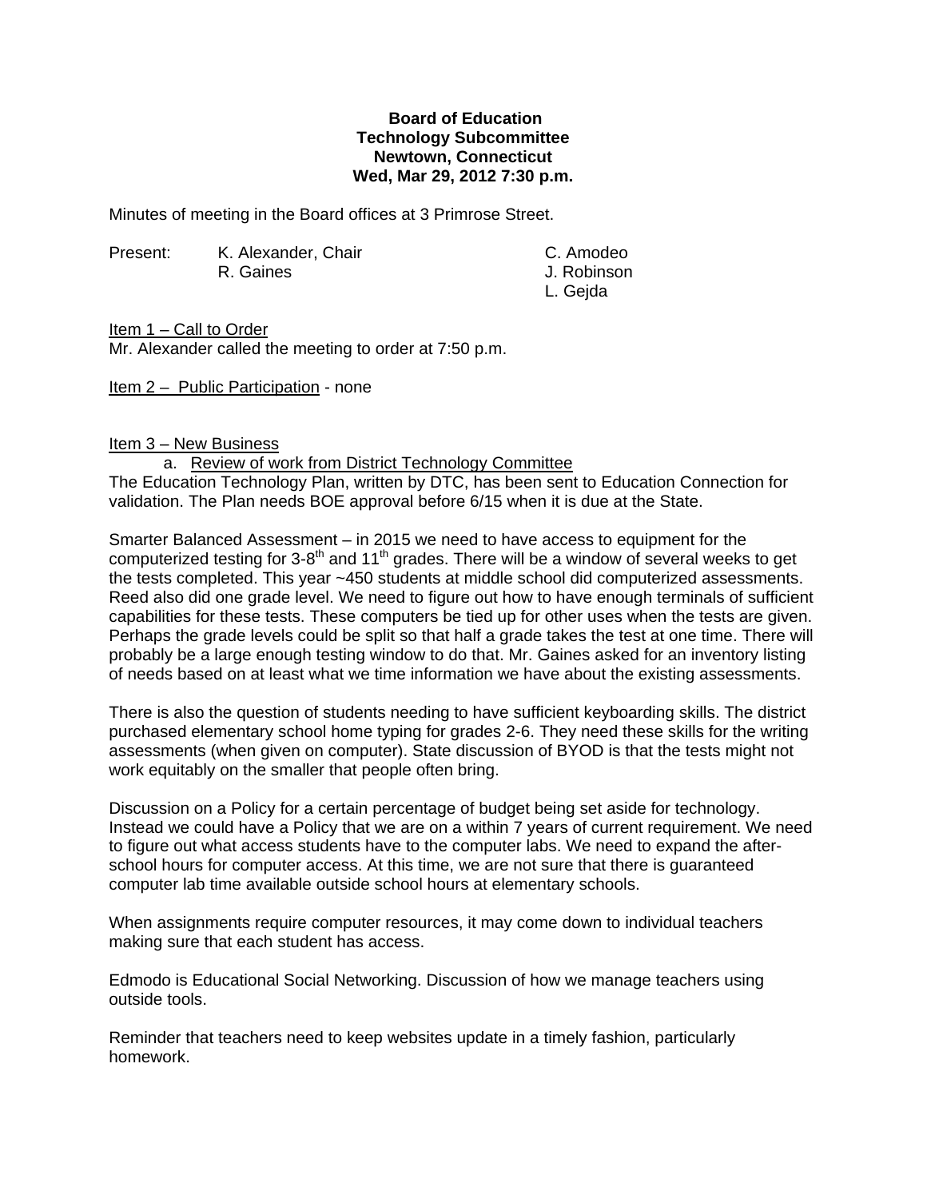**Board of Education**
**Technology Subcommittee**
**Newtown, Connecticut**
**Wed, Mar 29, 2012 7:30 p.m.**

Minutes of meeting in the Board offices at 3 Primrose Street.

Present: K. Alexander, Chair
R. Gaines
C. Amodeo
J. Robinson
L. Gejda

Item 1 – Call to Order
Mr. Alexander called the meeting to order at 7:50 p.m.

Item 2 – Public Participation - none

Item 3 – New Business

a. Review of work from District Technology Committee

The Education Technology Plan, written by DTC, has been sent to Education Connection for validation. The Plan needs BOE approval before 6/15 when it is due at the State.

Smarter Balanced Assessment – in 2015 we need to have access to equipment for the computerized testing for 3-8th and 11th grades. There will be a window of several weeks to get the tests completed. This year ~450 students at middle school did computerized assessments. Reed also did one grade level. We need to figure out how to have enough terminals of sufficient capabilities for these tests. These computers be tied up for other uses when the tests are given. Perhaps the grade levels could be split so that half a grade takes the test at one time. There will probably be a large enough testing window to do that. Mr. Gaines asked for an inventory listing of needs based on at least what we time information we have about the existing assessments.

There is also the question of students needing to have sufficient keyboarding skills. The district purchased elementary school home typing for grades 2-6. They need these skills for the writing assessments (when given on computer). State discussion of BYOD is that the tests might not work equitably on the smaller that people often bring.

Discussion on a Policy for a certain percentage of budget being set aside for technology. Instead we could have a Policy that we are on a within 7 years of current requirement. We need to figure out what access students have to the computer labs. We need to expand the after-school hours for computer access. At this time, we are not sure that there is guaranteed computer lab time available outside school hours at elementary schools.

When assignments require computer resources, it may come down to individual teachers making sure that each student has access.

Edmodo is Educational Social Networking. Discussion of how we manage teachers using outside tools.

Reminder that teachers need to keep websites update in a timely fashion, particularly homework.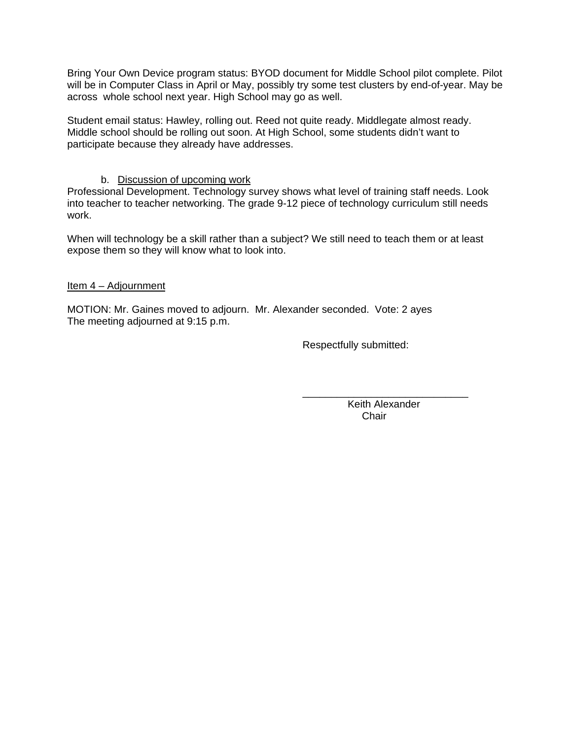Bring Your Own Device program status: BYOD document for Middle School pilot complete. Pilot will be in Computer Class in April or May, possibly try some test clusters by end-of-year. May be across whole school next year. High School may go as well.

Student email status: Hawley, rolling out. Reed not quite ready. Middlegate almost ready. Middle school should be rolling out soon. At High School, some students didn't want to participate because they already have addresses.

b. Discussion of upcoming work

Professional Development. Technology survey shows what level of training staff needs. Look into teacher to teacher networking. The grade 9-12 piece of technology curriculum still needs work.

When will technology be a skill rather than a subject? We still need to teach them or at least expose them so they will know what to look into.

Item 4 – Adjournment

MOTION: Mr. Gaines moved to adjourn. Mr. Alexander seconded. Vote: 2 ayes
The meeting adjourned at 9:15 p.m.

Respectfully submitted:

\_\_\_\_\_\_\_\_\_\_\_\_\_\_\_\_\_\_\_\_\_\_\_\_\_\_\_\_\_\_
Keith Alexander
Chair